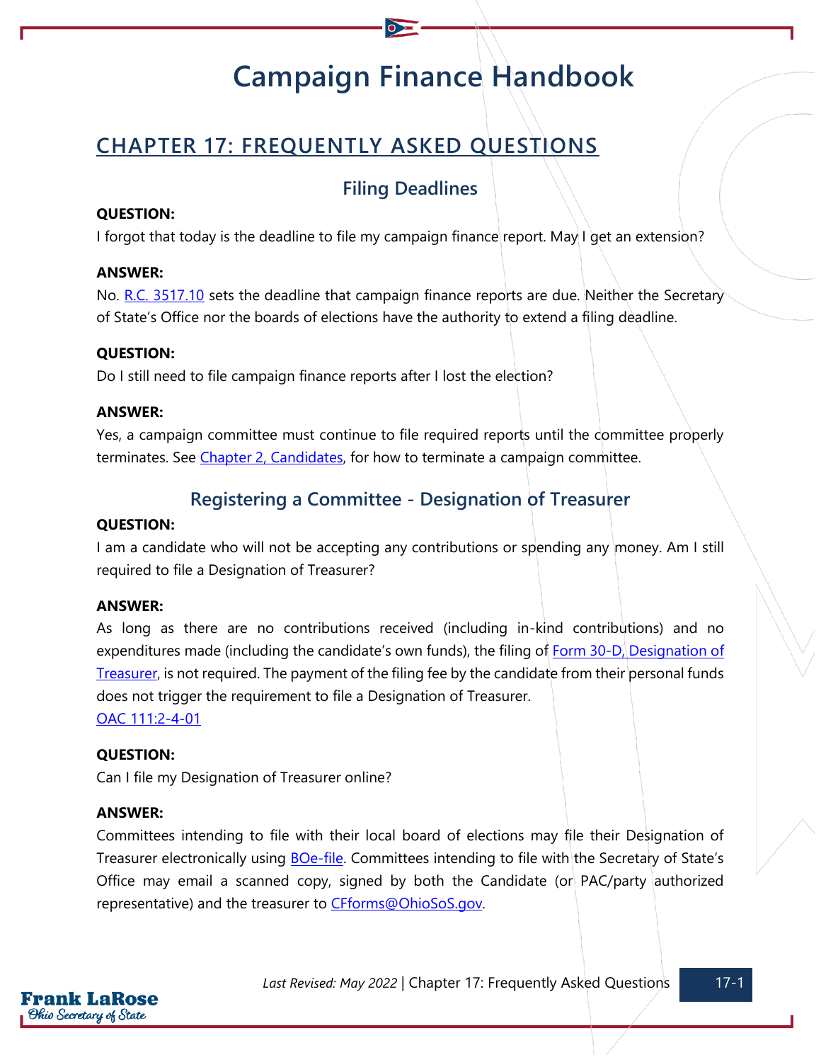# Campaign Finance Handbook

## CHAPTER 17: FREQUENTLY ASKED QUESTIONS

### Filing Deadlines

**QUESTION:**
I forgot that today is the deadline to file my campaign finance report. May I get an extension?

**ANSWER:**
No. R.C. 3517.10 sets the deadline that campaign finance reports are due. Neither the Secretary of State's Office nor the boards of elections have the authority to extend a filing deadline.

**QUESTION:**
Do I still need to file campaign finance reports after I lost the election?

**ANSWER:**
Yes, a campaign committee must continue to file required reports until the committee properly terminates. See Chapter 2, Candidates, for how to terminate a campaign committee.

### Registering a Committee - Designation of Treasurer

**QUESTION:**
I am a candidate who will not be accepting any contributions or spending any money. Am I still required to file a Designation of Treasurer?

**ANSWER:**
As long as there are no contributions received (including in-kind contributions) and no expenditures made (including the candidate's own funds), the filing of Form 30-D, Designation of Treasurer, is not required. The payment of the filing fee by the candidate from their personal funds does not trigger the requirement to file a Designation of Treasurer.
OAC 111:2-4-01

**QUESTION:**
Can I file my Designation of Treasurer online?

**ANSWER:**
Committees intending to file with their local board of elections may file their Designation of Treasurer electronically using BOe-file. Committees intending to file with the Secretary of State's Office may email a scanned copy, signed by both the Candidate (or PAC/party authorized representative) and the treasurer to CFforms@OhioSoS.gov.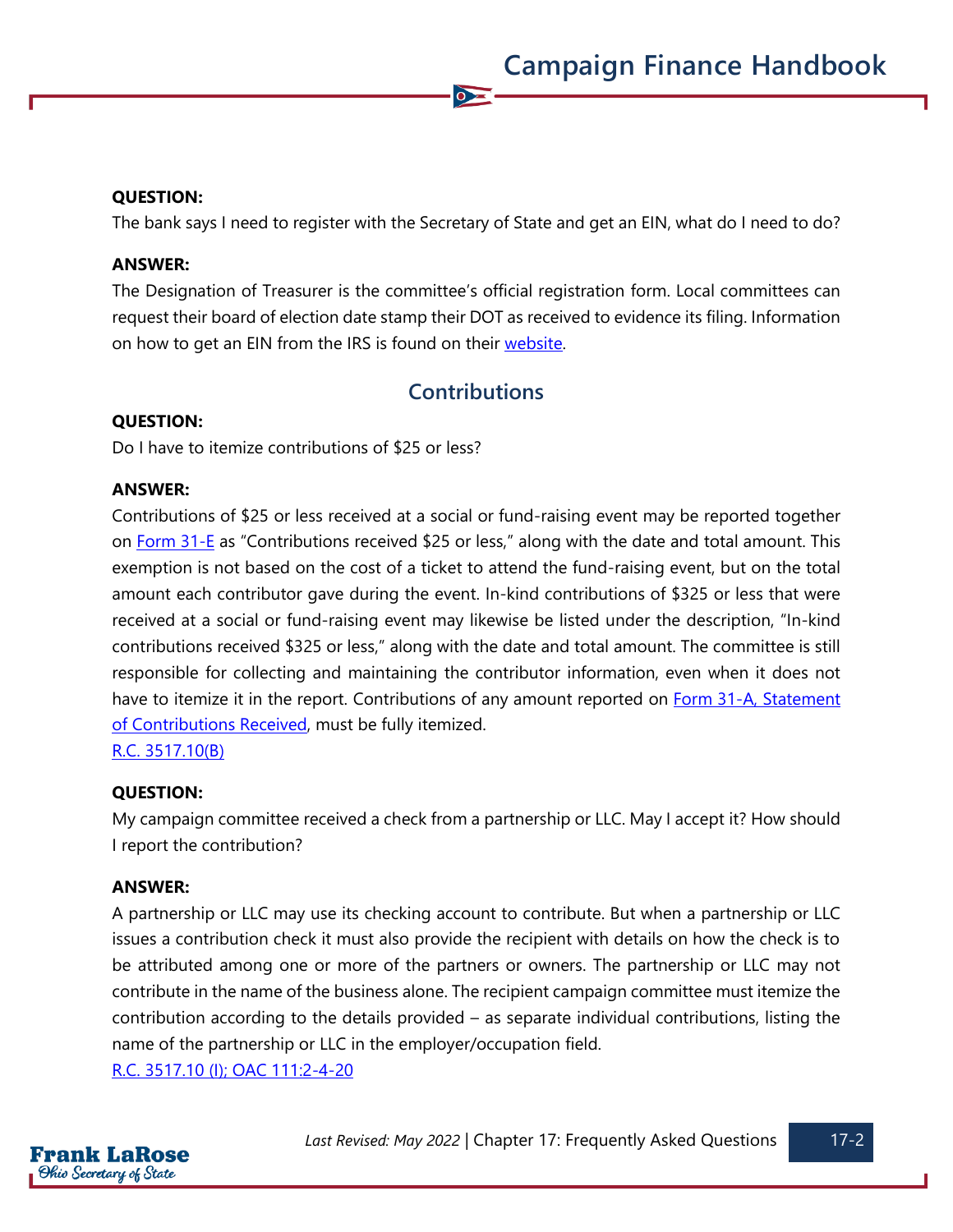**QUESTION:**

The bank says I need to register with the Secretary of State and get an EIN, what do I need to do?

**ANSWER:**

The Designation of Treasurer is the committee's official registration form. Local committees can request their board of election date stamp their DOT as received to evidence its filing. Information on how to get an EIN from the IRS is found on their [website](#).

## Contributions

**QUESTION:**

Do I have to itemize contributions of $25 or less?

**ANSWER:**

Contributions of $25 or less received at a social or fund-raising event may be reported together on [Form 31-E](#) as "Contributions received $25 or less," along with the date and total amount. This exemption is not based on the cost of a ticket to attend the fund-raising event, but on the total amount each contributor gave during the event. In-kind contributions of $325 or less that were received at a social or fund-raising event may likewise be listed under the description, "In-kind contributions received $325 or less," along with the date and total amount. The committee is still responsible for collecting and maintaining the contributor information, even when it does not have to itemize it in the report. Contributions of any amount reported on [Form 31-A, Statement of Contributions Received](#), must be fully itemized.

[R.C. 3517.10(B)](#)

**QUESTION:**

My campaign committee received a check from a partnership or LLC. May I accept it? How should I report the contribution?

**ANSWER:**

A partnership or LLC may use its checking account to contribute. But when a partnership or LLC issues a contribution check it must also provide the recipient with details on how the check is to be attributed among one or more of the partners or owners. The partnership or LLC may not contribute in the name of the business alone. The recipient campaign committee must itemize the contribution according to the details provided – as separate individual contributions, listing the name of the partnership or LLC in the employer/occupation field.

[R.C. 3517.10 (I); OAC 111:2-4-20](#)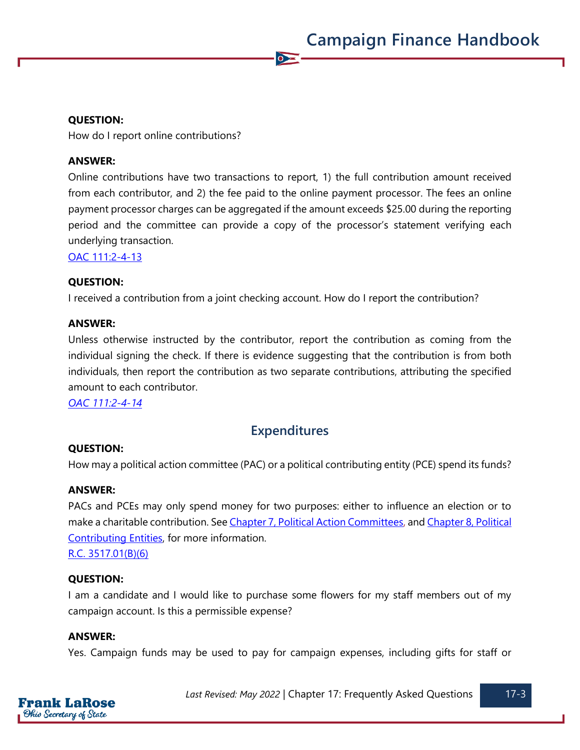**QUESTION:**
How do I report online contributions?

**ANSWER:**
Online contributions have two transactions to report, 1) the full contribution amount received from each contributor, and 2) the fee paid to the online payment processor. The fees an online payment processor charges can be aggregated if the amount exceeds $25.00 during the reporting period and the committee can provide a copy of the processor's statement verifying each underlying transaction.
[OAC 111:2-4-13]

**QUESTION:**
I received a contribution from a joint checking account. How do I report the contribution?

**ANSWER:**
Unless otherwise instructed by the contributor, report the contribution as coming from the individual signing the check. If there is evidence suggesting that the contribution is from both individuals, then report the contribution as two separate contributions, attributing the specified amount to each contributor.
*[OAC 111:2-4-14]*

## Expenditures

**QUESTION:**
How may a political action committee (PAC) or a political contributing entity (PCE) spend its funds?

**ANSWER:**
PACs and PCEs may only spend money for two purposes: either to influence an election or to make a charitable contribution. See [Chapter 7, Political Action Committees], and [Chapter 8, Political Contributing Entities], for more information.
[R.C. 3517.01(B)(6)]

**QUESTION:**
I am a candidate and I would like to purchase some flowers for my staff members out of my campaign account. Is this a permissible expense?

**ANSWER:**
Yes. Campaign funds may be used to pay for campaign expenses, including gifts for staff or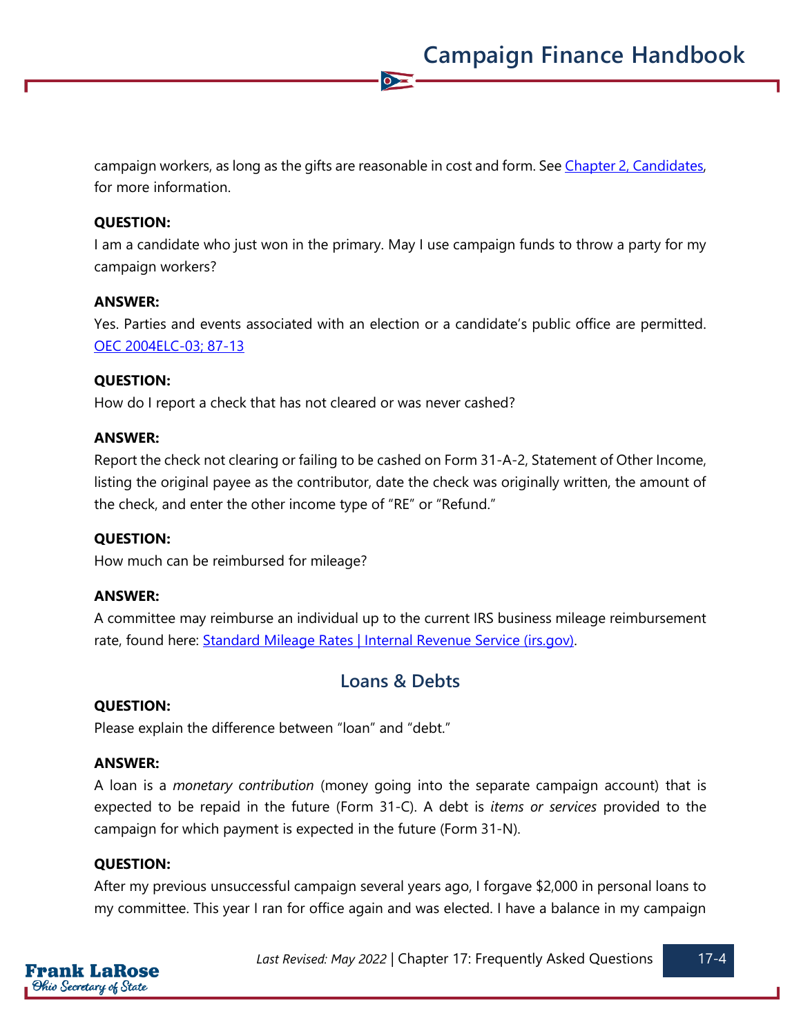campaign workers, as long as the gifts are reasonable in cost and form. See [Chapter 2, Candidates](), for more information.

**QUESTION:**
I am a candidate who just won in the primary. May I use campaign funds to throw a party for my campaign workers?

**ANSWER:**
Yes. Parties and events associated with an election or a candidate's public office are permitted. [OEC 2004ELC-03; 87-13]()

**QUESTION:**
How do I report a check that has not cleared or was never cashed?

**ANSWER:**
Report the check not clearing or failing to be cashed on Form 31-A-2, Statement of Other Income, listing the original payee as the contributor, date the check was originally written, the amount of the check, and enter the other income type of "RE" or "Refund."

**QUESTION:**
How much can be reimbursed for mileage?

**ANSWER:**
A committee may reimburse an individual up to the current IRS business mileage reimbursement rate, found here: [Standard Mileage Rates | Internal Revenue Service (irs.gov)]().

## Loans & Debts

**QUESTION:**
Please explain the difference between "loan" and "debt."

**ANSWER:**
A loan is a *monetary contribution* (money going into the separate campaign account) that is expected to be repaid in the future (Form 31-C). A debt is *items or services* provided to the campaign for which payment is expected in the future (Form 31-N).

**QUESTION:**
After my previous unsuccessful campaign several years ago, I forgave $2,000 in personal loans to my committee. This year I ran for office again and was elected. I have a balance in my campaign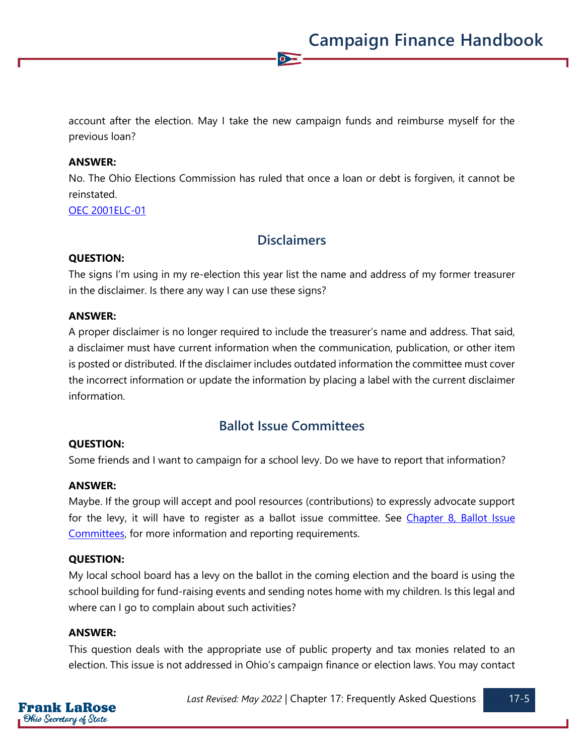account after the election. May I take the new campaign funds and reimburse myself for the previous loan?

**ANSWER:**
No. The Ohio Elections Commission has ruled that once a loan or debt is forgiven, it cannot be reinstated.
[OEC 2001ELC-01]

## Disclaimers

**QUESTION:**
The signs I'm using in my re-election this year list the name and address of my former treasurer in the disclaimer. Is there any way I can use these signs?

**ANSWER:**
A proper disclaimer is no longer required to include the treasurer's name and address. That said, a disclaimer must have current information when the communication, publication, or other item is posted or distributed. If the disclaimer includes outdated information the committee must cover the incorrect information or update the information by placing a label with the current disclaimer information.

## Ballot Issue Committees

**QUESTION:**
Some friends and I want to campaign for a school levy. Do we have to report that information?

**ANSWER:**
Maybe. If the group will accept and pool resources (contributions) to expressly advocate support for the levy, it will have to register as a ballot issue committee. See Chapter 8, Ballot Issue Committees, for more information and reporting requirements.

**QUESTION:**
My local school board has a levy on the ballot in the coming election and the board is using the school building for fund-raising events and sending notes home with my children. Is this legal and where can I go to complain about such activities?

**ANSWER:**
This question deals with the appropriate use of public property and tax monies related to an election. This issue is not addressed in Ohio's campaign finance or election laws. You may contact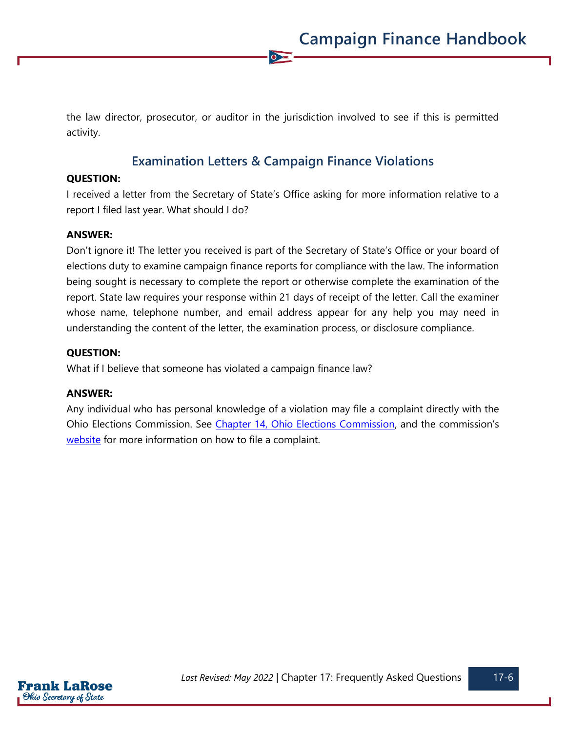the law director, prosecutor, or auditor in the jurisdiction involved to see if this is permitted activity.

## Examination Letters & Campaign Finance Violations

**QUESTION:**
I received a letter from the Secretary of State's Office asking for more information relative to a report I filed last year. What should I do?

**ANSWER:**
Don't ignore it! The letter you received is part of the Secretary of State's Office or your board of elections duty to examine campaign finance reports for compliance with the law. The information being sought is necessary to complete the report or otherwise complete the examination of the report. State law requires your response within 21 days of receipt of the letter. Call the examiner whose name, telephone number, and email address appear for any help you may need in understanding the content of the letter, the examination process, or disclosure compliance.

**QUESTION:**
What if I believe that someone has violated a campaign finance law?

**ANSWER:**
Any individual who has personal knowledge of a violation may file a complaint directly with the Ohio Elections Commission. See Chapter 14, Ohio Elections Commission, and the commission's website for more information on how to file a complaint.